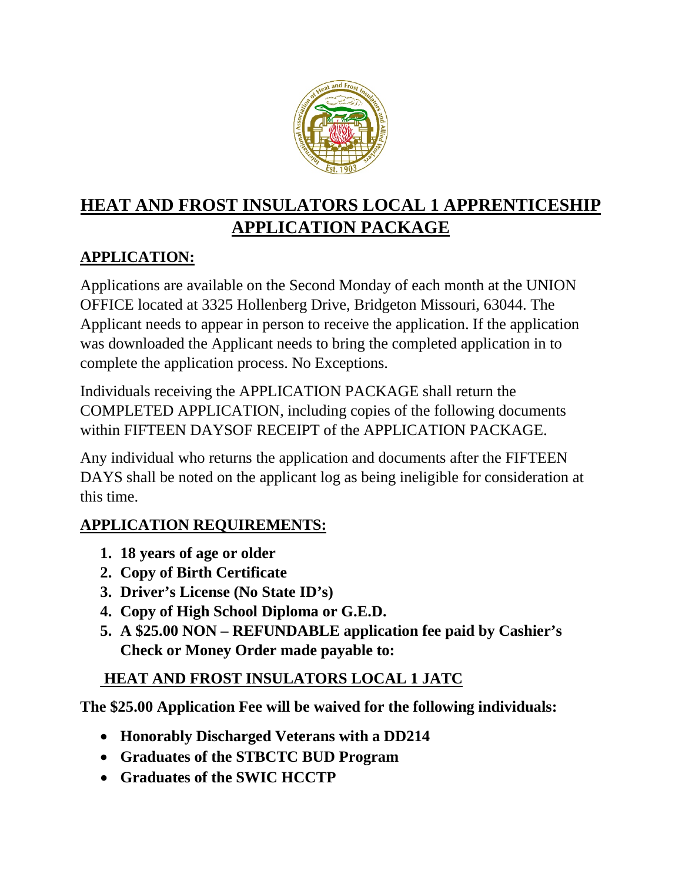# HEAT AND FROST INSULATORS LOCAL 1 APPRENTICESHIP APPLICATION PACKAGE

## APPLICATION:

Applications are available on the Second Monday of each month at the UNION OFFICE located at 3325 Hollenberg Drive, Bridgeton Missouri, 63044. The Applicant needs to appear in person to receive the application. If the application was downloaded the Applicant needs to bring the completed application in to complete the application process. No Exceptions.

Individuals receiving the APPLICATION PACKAGE shall return the COMPLETED APPLICATION, including copies of the following documents within FIFTEEN DAYSOF RECEIPT of the APPLICATION PACKAGE.

Any individual who returns the application and documents after the FIFTEEN DAYS shall be noted on the applicant log as being ineligible for consideration at this time.

## APPLICATION REQUIREMENTS:

1. **18 years of age or older**
2. **Copy of Birth Certificate**
3. **Driver's License (No State ID's)**
4. **Copy of High School Diploma or G.E.D.**
5. **A $25.00 NON – REFUNDABLE application fee paid by Cashier's Check or Money Order made payable to:**

**HEAT AND FROST INSULATORS LOCAL 1 JATC**

**The $25.00 Application Fee will be waived for the following individuals:**

- **Honorably Discharged Veterans with a DD214**
- **Graduates of the STBCTC BUD Program**
- **Graduates of the SWIC HCCTP**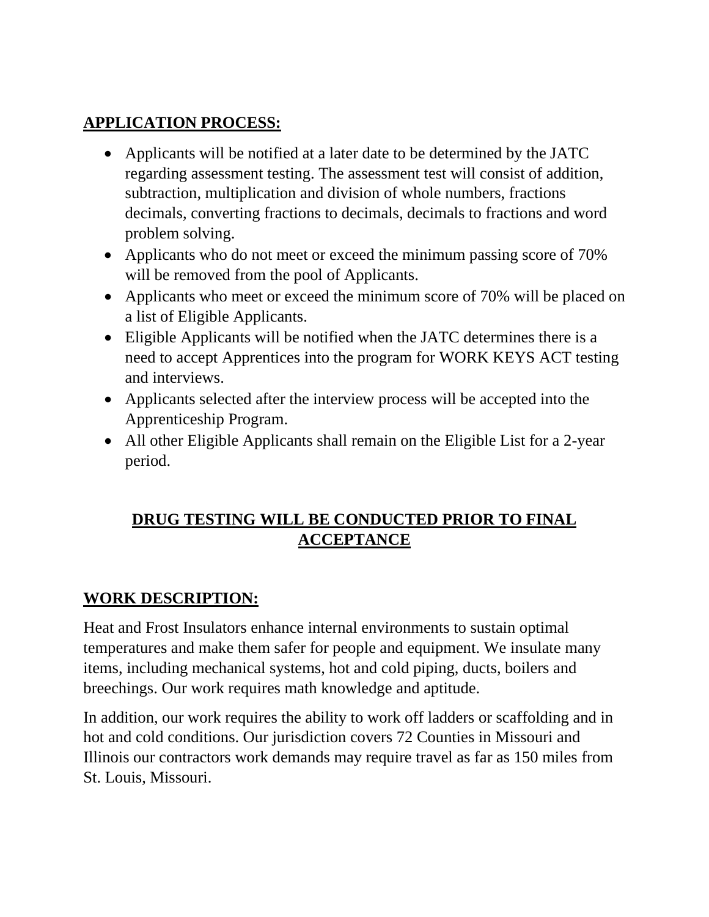## APPLICATION PROCESS:

- Applicants will be notified at a later date to be determined by the JATC regarding assessment testing. The assessment test will consist of addition, subtraction, multiplication and division of whole numbers, fractions decimals, converting fractions to decimals, decimals to fractions and word problem solving.
- Applicants who do not meet or exceed the minimum passing score of 70% will be removed from the pool of Applicants.
- Applicants who meet or exceed the minimum score of 70% will be placed on a list of Eligible Applicants.
- Eligible Applicants will be notified when the JATC determines there is a need to accept Apprentices into the program for WORK KEYS ACT testing and interviews.
- Applicants selected after the interview process will be accepted into the Apprenticeship Program.
- All other Eligible Applicants shall remain on the Eligible List for a 2-year period.

## DRUG TESTING WILL BE CONDUCTED PRIOR TO FINAL ACCEPTANCE

## WORK DESCRIPTION:

Heat and Frost Insulators enhance internal environments to sustain optimal temperatures and make them safer for people and equipment. We insulate many items, including mechanical systems, hot and cold piping, ducts, boilers and breechings. Our work requires math knowledge and aptitude.

In addition, our work requires the ability to work off ladders or scaffolding and in hot and cold conditions. Our jurisdiction covers 72 Counties in Missouri and Illinois our contractors work demands may require travel as far as 150 miles from St. Louis, Missouri.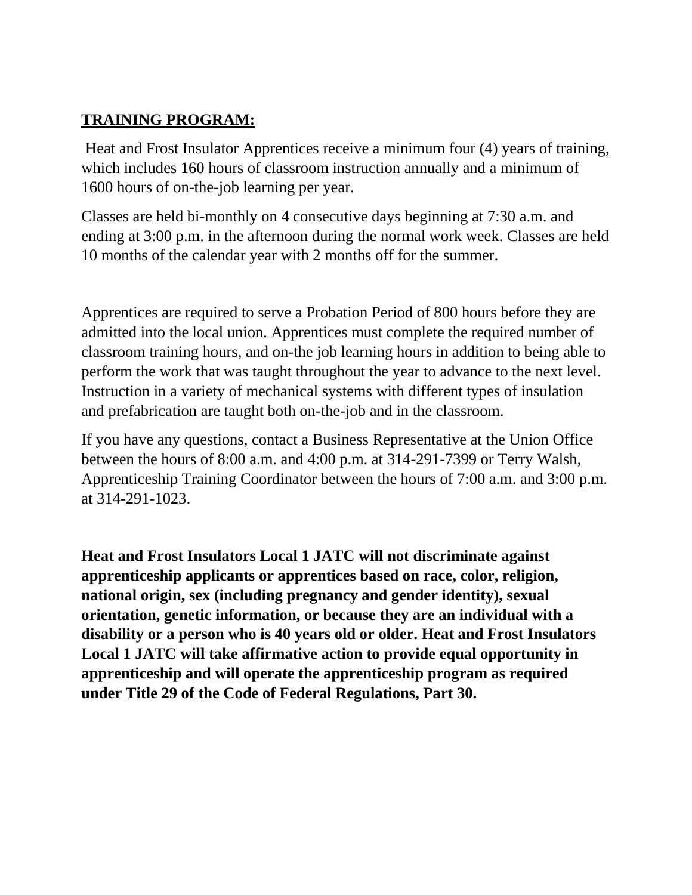## TRAINING PROGRAM:

Heat and Frost Insulator Apprentices receive a minimum four (4) years of training, which includes 160 hours of classroom instruction annually and a minimum of 1600 hours of on-the-job learning per year.

Classes are held bi-monthly on 4 consecutive days beginning at 7:30 a.m. and ending at 3:00 p.m. in the afternoon during the normal work week. Classes are held 10 months of the calendar year with 2 months off for the summer.

Apprentices are required to serve a Probation Period of 800 hours before they are admitted into the local union. Apprentices must complete the required number of classroom training hours, and on-the job learning hours in addition to being able to perform the work that was taught throughout the year to advance to the next level. Instruction in a variety of mechanical systems with different types of insulation and prefabrication are taught both on-the-job and in the classroom.

If you have any questions, contact a Business Representative at the Union Office between the hours of 8:00 a.m. and 4:00 p.m. at 314-291-7399 or Terry Walsh, Apprenticeship Training Coordinator between the hours of 7:00 a.m. and 3:00 p.m. at 314-291-1023.

**Heat and Frost Insulators Local 1 JATC will not discriminate against apprenticeship applicants or apprentices based on race, color, religion, national origin, sex (including pregnancy and gender identity), sexual orientation, genetic information, or because they are an individual with a disability or a person who is 40 years old or older. Heat and Frost Insulators Local 1 JATC will take affirmative action to provide equal opportunity in apprenticeship and will operate the apprenticeship program as required under Title 29 of the Code of Federal Regulations, Part 30.**